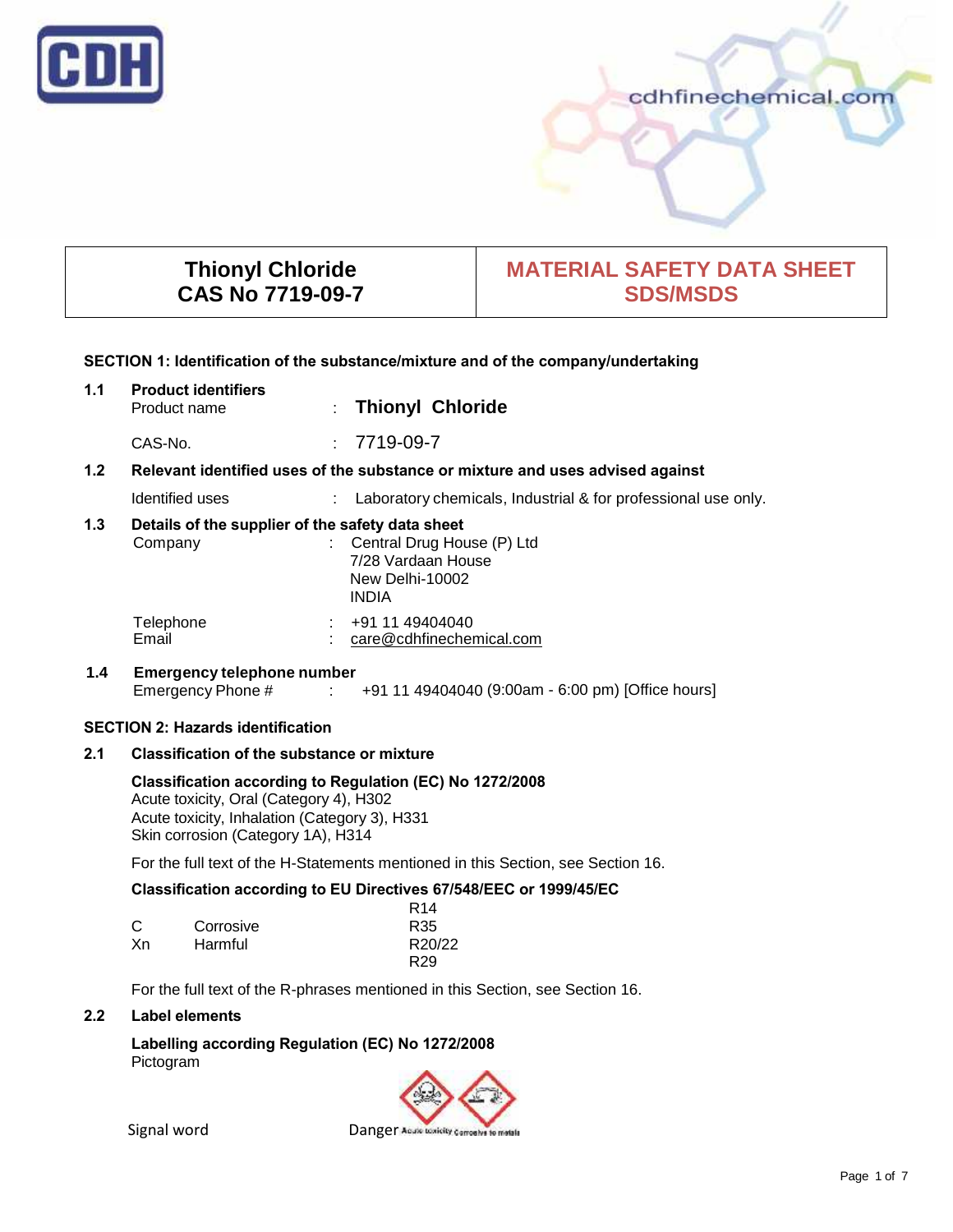CDH

cdhfinechemical.com

| Thionyl Chloride CAS No 7719-09-7 | MATERIAL SAFETY DATA SHEET SDS/MSDS |
|---|---|

## SECTION 1: Identification of the substance/mixture and of the company/undertaking

**1.1 Product identifiers**

Product name : **Thionyl Chloride**

CAS-No. : 7719-09-7

**1.2 Relevant identified uses of the substance or mixture and uses advised against**

Identified uses : Laboratory chemicals, Industrial & for professional use only.

**1.3 Details of the supplier of the safety data sheet**

Company : Central Drug House (P) Ltd
7/28 Vardaan House
New Delhi-10002
INDIA

Telephone : +91 11 49404040
Email : care@cdhfinechemical.com

**1.4 Emergency telephone number**

Emergency Phone # : +91 11 49404040 (9:00am - 6:00 pm) [Office hours]

## SECTION 2: Hazards identification

**2.1 Classification of the substance or mixture**

**Classification according to Regulation (EC) No 1272/2008**

Acute toxicity, Oral (Category 4), H302
Acute toxicity, Inhalation (Category 3), H331
Skin corrosion (Category 1A), H314

For the full text of the H-Statements mentioned in this Section, see Section 16.

**Classification according to EU Directives 67/548/EEC or 1999/45/EC**

| | | |
|---|---|---|
| | | R14 |
| C | Corrosive | R35 |
| Xn | Harmful | R20/22 |
| | | R29 |

For the full text of the R-phrases mentioned in this Section, see Section 16.

**2.2 Label elements**

**Labelling according Regulation (EC) No 1272/2008**

Pictogram

Signal word Danger Acute toxicity Corrosive to metals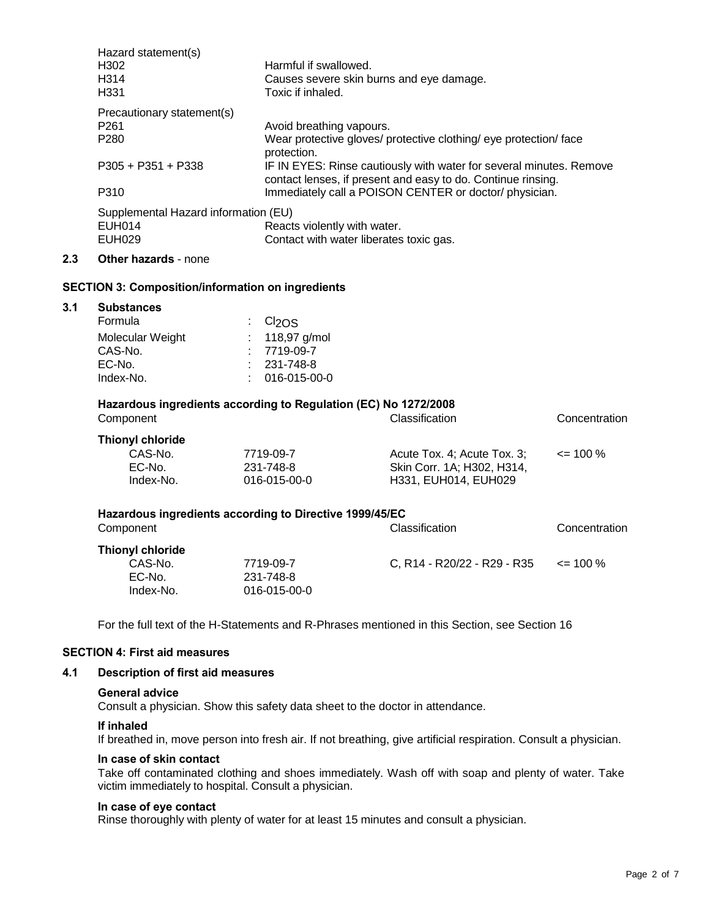Hazard statement(s)

| | |
|---|---|
| H302 | Harmful if swallowed. |
| H314 | Causes severe skin burns and eye damage. |
| H331 | Toxic if inhaled. |

Precautionary statement(s)

| | |
|---|---|
| P261 | Avoid breathing vapours. |
| P280 | Wear protective gloves/ protective clothing/ eye protection/ face protection. |
| P305 + P351 + P338 | IF IN EYES: Rinse cautiously with water for several minutes. Remove contact lenses, if present and easy to do. Continue rinsing. |
| P310 | Immediately call a POISON CENTER or doctor/ physician. |

Supplemental Hazard information (EU)

| | |
|---|---|
| EUH014 | Reacts violently with water. |
| EUH029 | Contact with water liberates toxic gas. |

## 2.3 Other hazards - none

## SECTION 3: Composition/information on ingredients

### 3.1 Substances

| | |
|---|---|
| Formula | : $Cl_2OS$ |
| Molecular Weight | : 118,97 g/mol |
| CAS-No. | : 7719-09-7 |
| EC-No. | : 231-748-8 |
| Index-No. | : 016-015-00-0 |

**Hazardous ingredients according to Regulation (EC) No 1272/2008**

| Component | | Classification | Concentration |
|---|---|---|---|
| **Thionyl chloride** | | | |
| CAS-No. | 7719-09-7 | Acute Tox. 4; Acute Tox. 3; | <= 100 % |
| EC-No. | 231-748-8 | Skin Corr. 1A; H302, H314, | |
| Index-No. | 016-015-00-0 | H331, EUH014, EUH029 | |

**Hazardous ingredients according to Directive 1999/45/EC**

| Component | | Classification | Concentration |
|---|---|---|---|
| **Thionyl chloride** | | | |
| CAS-No. | 7719-09-7 | C, R14 - R20/22 - R29 - R35 | <= 100 % |
| EC-No. | 231-748-8 | | |
| Index-No. | 016-015-00-0 | | |

For the full text of the H-Statements and R-Phrases mentioned in this Section, see Section 16

## SECTION 4: First aid measures

### 4.1 Description of first aid measures

**General advice**

Consult a physician. Show this safety data sheet to the doctor in attendance.

**If inhaled**

If breathed in, move person into fresh air. If not breathing, give artificial respiration. Consult a physician.

**In case of skin contact**

Take off contaminated clothing and shoes immediately. Wash off with soap and plenty of water. Take victim immediately to hospital. Consult a physician.

**In case of eye contact**

Rinse thoroughly with plenty of water for at least 15 minutes and consult a physician.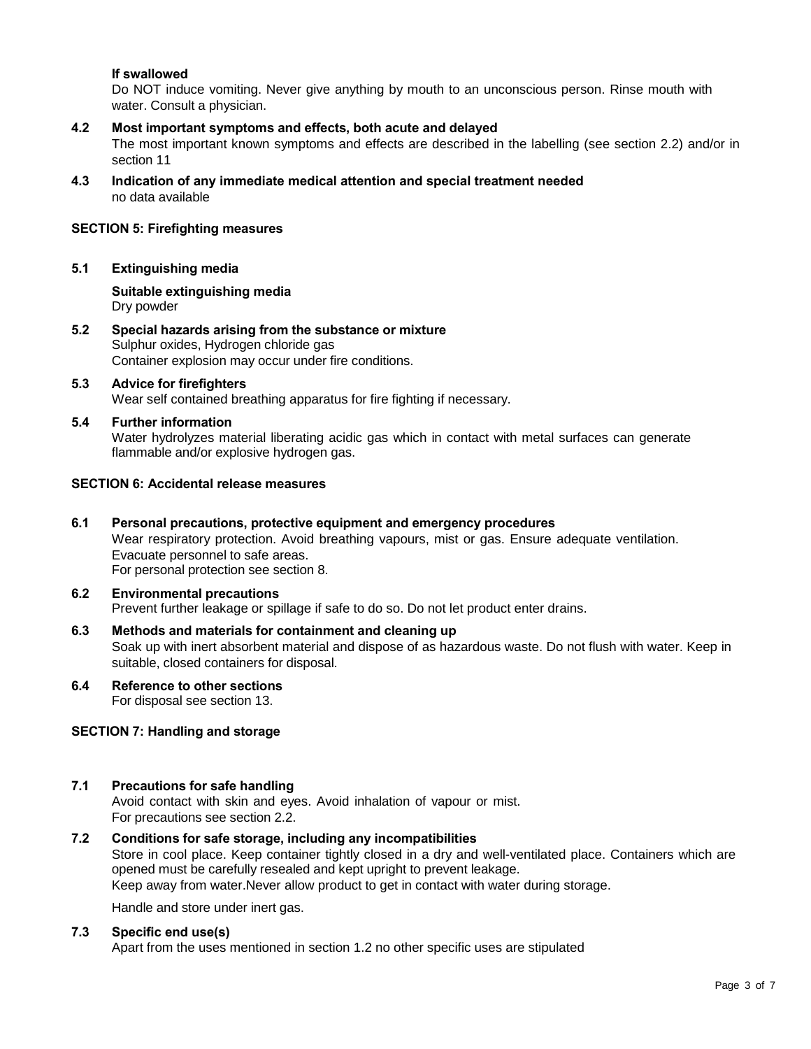**If swallowed**

Do NOT induce vomiting. Never give anything by mouth to an unconscious person. Rinse mouth with water. Consult a physician.

### 4.2 Most important symptoms and effects, both acute and delayed

The most important known symptoms and effects are described in the labelling (see section 2.2) and/or in section 11

### 4.3 Indication of any immediate medical attention and special treatment needed

no data available

## SECTION 5: Firefighting measures

### 5.1 Extinguishing media

**Suitable extinguishing media**

Dry powder

### 5.2 Special hazards arising from the substance or mixture

Sulphur oxides, Hydrogen chloride gas
Container explosion may occur under fire conditions.

### 5.3 Advice for firefighters

Wear self contained breathing apparatus for fire fighting if necessary.

### 5.4 Further information

Water hydrolyzes material liberating acidic gas which in contact with metal surfaces can generate flammable and/or explosive hydrogen gas.

## SECTION 6: Accidental release measures

### 6.1 Personal precautions, protective equipment and emergency procedures

Wear respiratory protection. Avoid breathing vapours, mist or gas. Ensure adequate ventilation.
Evacuate personnel to safe areas.
For personal protection see section 8.

### 6.2 Environmental precautions

Prevent further leakage or spillage if safe to do so. Do not let product enter drains.

### 6.3 Methods and materials for containment and cleaning up

Soak up with inert absorbent material and dispose of as hazardous waste. Do not flush with water. Keep in suitable, closed containers for disposal.

### 6.4 Reference to other sections

For disposal see section 13.

## SECTION 7: Handling and storage

### 7.1 Precautions for safe handling

Avoid contact with skin and eyes. Avoid inhalation of vapour or mist.
For precautions see section 2.2.

### 7.2 Conditions for safe storage, including any incompatibilities

Store in cool place. Keep container tightly closed in a dry and well-ventilated place. Containers which are opened must be carefully resealed and kept upright to prevent leakage.
Keep away from water.Never allow product to get in contact with water during storage.

Handle and store under inert gas.

### 7.3 Specific end use(s)

Apart from the uses mentioned in section 1.2 no other specific uses are stipulated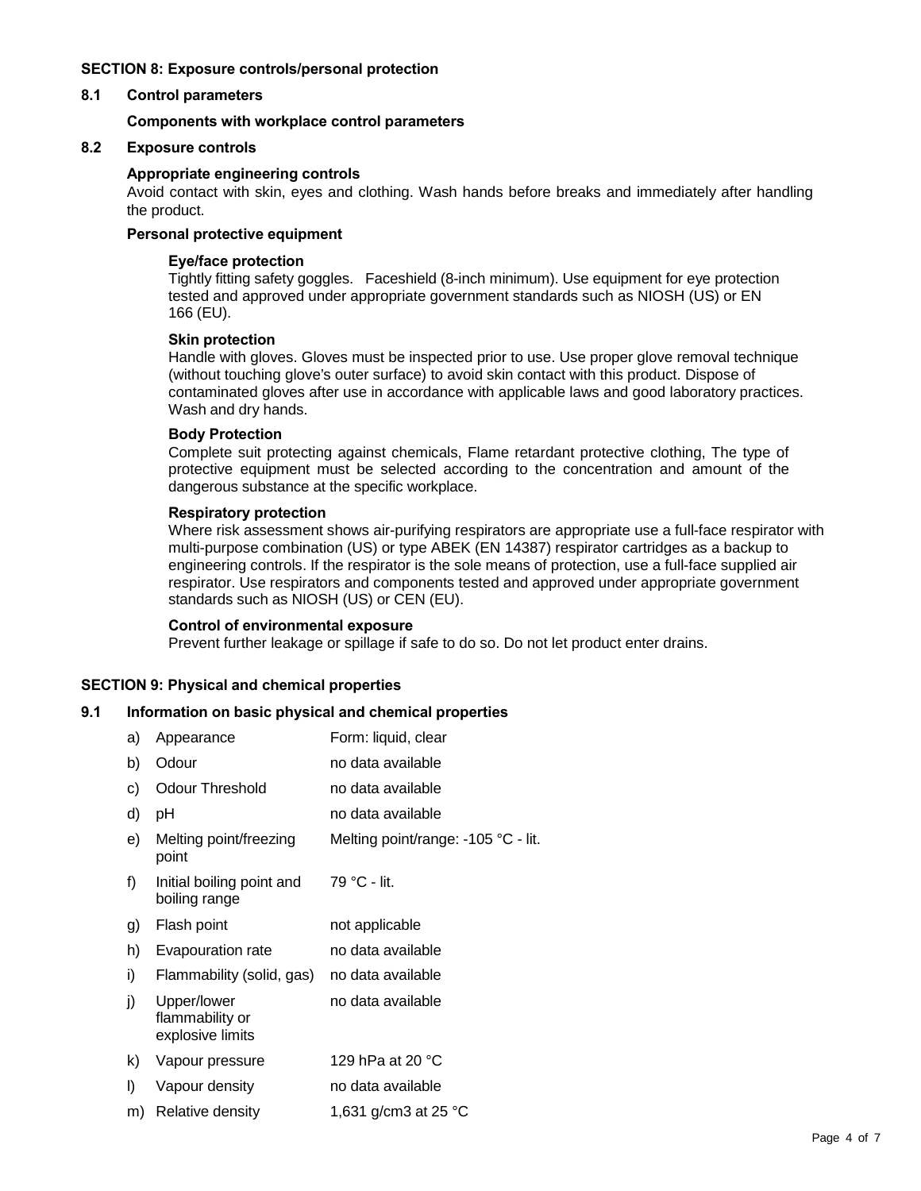## SECTION 8: Exposure controls/personal protection

### 8.1 Control parameters

**Components with workplace control parameters**

### 8.2 Exposure controls

**Appropriate engineering controls**

Avoid contact with skin, eyes and clothing. Wash hands before breaks and immediately after handling the product.

**Personal protective equipment**

**Eye/face protection**

Tightly fitting safety goggles. Faceshield (8-inch minimum). Use equipment for eye protection tested and approved under appropriate government standards such as NIOSH (US) or EN 166 (EU).

**Skin protection**

Handle with gloves. Gloves must be inspected prior to use. Use proper glove removal technique (without touching glove's outer surface) to avoid skin contact with this product. Dispose of contaminated gloves after use in accordance with applicable laws and good laboratory practices. Wash and dry hands.

**Body Protection**

Complete suit protecting against chemicals, Flame retardant protective clothing, The type of protective equipment must be selected according to the concentration and amount of the dangerous substance at the specific workplace.

**Respiratory protection**

Where risk assessment shows air-purifying respirators are appropriate use a full-face respirator with multi-purpose combination (US) or type ABEK (EN 14387) respirator cartridges as a backup to engineering controls. If the respirator is the sole means of protection, use a full-face supplied air respirator. Use respirators and components tested and approved under appropriate government standards such as NIOSH (US) or CEN (EU).

**Control of environmental exposure**

Prevent further leakage or spillage if safe to do so. Do not let product enter drains.

## SECTION 9: Physical and chemical properties

### 9.1 Information on basic physical and chemical properties

| | Property | Value |
|---|---|---|
| a) | Appearance | Form: liquid, clear |
| b) | Odour | no data available |
| c) | Odour Threshold | no data available |
| d) | pH | no data available |
| e) | Melting point/freezing point | Melting point/range: -105 °C - lit. |
| f) | Initial boiling point and boiling range | 79 °C - lit. |
| g) | Flash point | not applicable |
| h) | Evapouration rate | no data available |
| i) | Flammability (solid, gas) | no data available |
| j) | Upper/lower flammability or explosive limits | no data available |
| k) | Vapour pressure | 129 hPa at 20 °C |
| l) | Vapour density | no data available |
| m) | Relative density | 1,631 g/cm3 at 25 °C |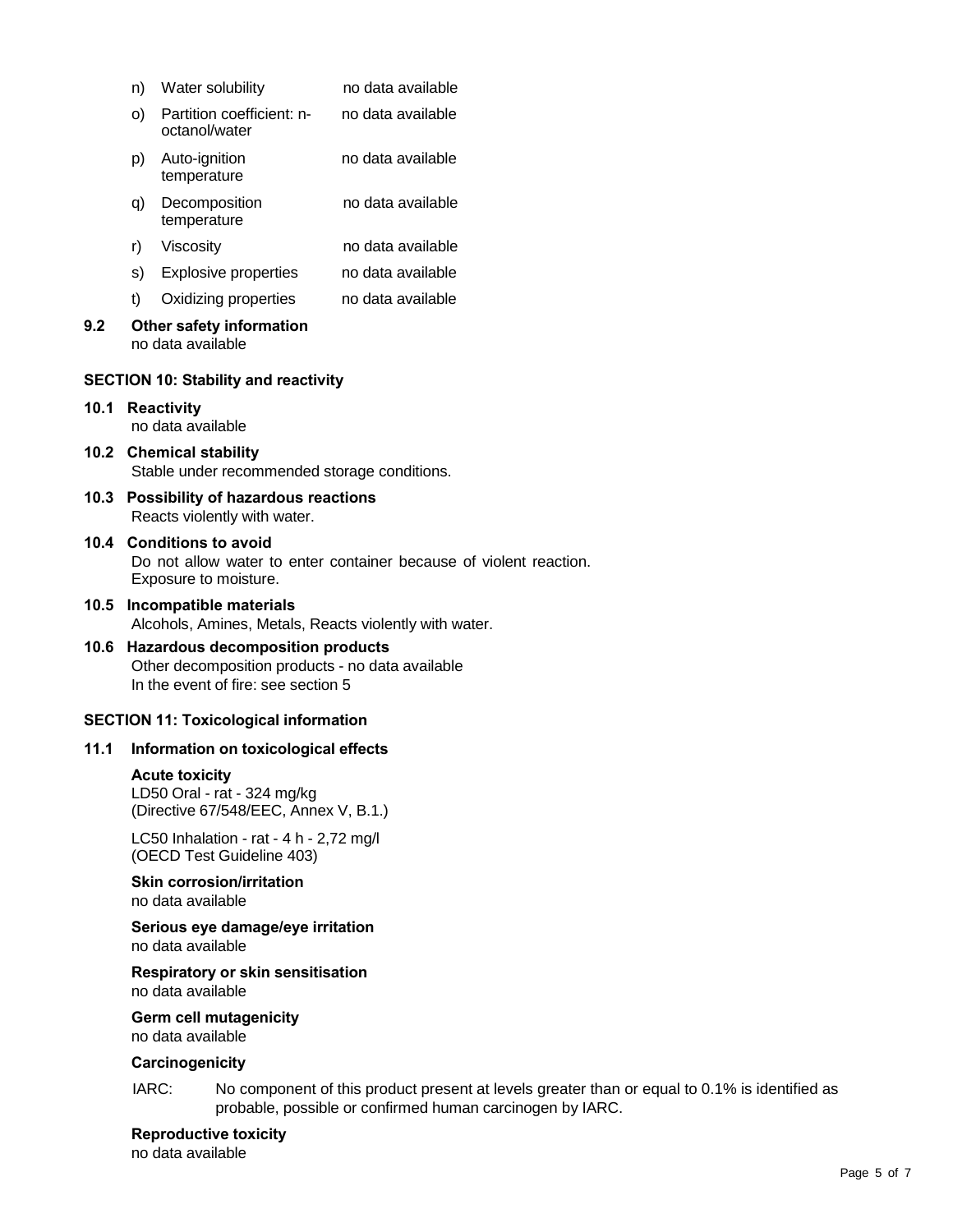n) Water solubility no data available

o) Partition coefficient: n-octanol/water no data available

p) Auto-ignition temperature no data available

q) Decomposition temperature no data available

r) Viscosity no data available

s) Explosive properties no data available

t) Oxidizing properties no data available

### 9.2 Other safety information

no data available

## SECTION 10: Stability and reactivity

### 10.1 Reactivity

no data available

### 10.2 Chemical stability

Stable under recommended storage conditions.

### 10.3 Possibility of hazardous reactions

Reacts violently with water.

### 10.4 Conditions to avoid

Do not allow water to enter container because of violent reaction.
Exposure to moisture.

### 10.5 Incompatible materials

Alcohols, Amines, Metals, Reacts violently with water.

### 10.6 Hazardous decomposition products

Other decomposition products - no data available
In the event of fire: see section 5

## SECTION 11: Toxicological information

### 11.1 Information on toxicological effects

**Acute toxicity**

LD50 Oral - rat - 324 mg/kg
(Directive 67/548/EEC, Annex V, B.1.)

LC50 Inhalation - rat - 4 h - 2,72 mg/l
(OECD Test Guideline 403)

**Skin corrosion/irritation**

no data available

**Serious eye damage/eye irritation**

no data available

**Respiratory or skin sensitisation**

no data available

**Germ cell mutagenicity**

no data available

**Carcinogenicity**

IARC: No component of this product present at levels greater than or equal to 0.1% is identified as probable, possible or confirmed human carcinogen by IARC.

**Reproductive toxicity**

no data available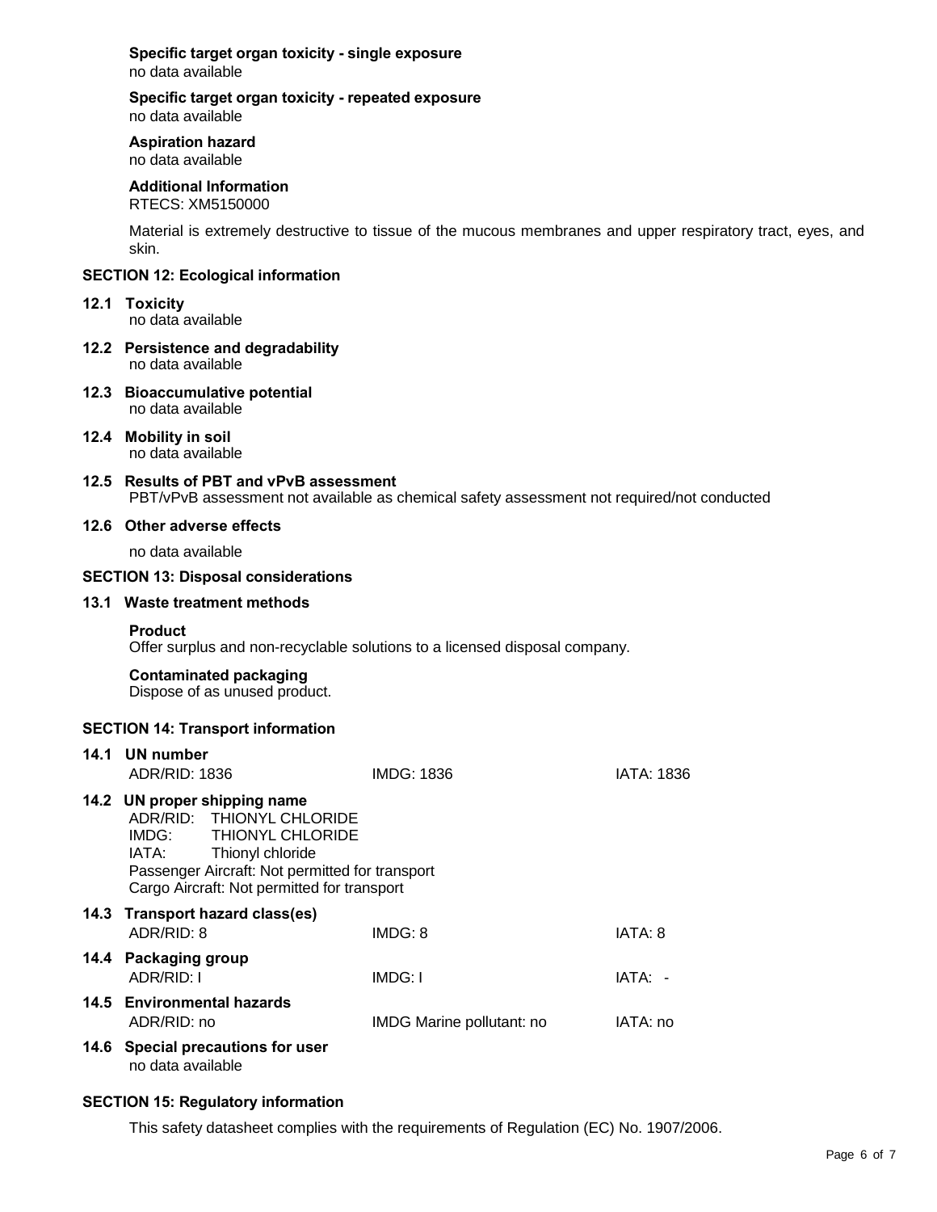**Specific target organ toxicity - single exposure**
no data available

**Specific target organ toxicity - repeated exposure**
no data available

**Aspiration hazard**
no data available

**Additional Information**
RTECS: XM5150000

Material is extremely destructive to tissue of the mucous membranes and upper respiratory tract, eyes, and skin.

## SECTION 12: Ecological information

### 12.1 Toxicity
no data available

### 12.2 Persistence and degradability
no data available

### 12.3 Bioaccumulative potential
no data available

### 12.4 Mobility in soil
no data available

### 12.5 Results of PBT and vPvB assessment
PBT/vPvB assessment not available as chemical safety assessment not required/not conducted

### 12.6 Other adverse effects
no data available

## SECTION 13: Disposal considerations

### 13.1 Waste treatment methods

**Product**
Offer surplus and non-recyclable solutions to a licensed disposal company.

**Contaminated packaging**
Dispose of as unused product.

## SECTION 14: Transport information

### 14.1 UN number

| ADR/RID: 1836 | IMDG: 1836 | IATA: 1836 |
|---|---|---|

### 14.2 UN proper shipping name
ADR/RID: THIONYL CHLORIDE
IMDG: THIONYL CHLORIDE
IATA: Thionyl chloride
Passenger Aircraft: Not permitted for transport
Cargo Aircraft: Not permitted for transport

### 14.3 Transport hazard class(es)

| ADR/RID: 8 | IMDG: 8 | IATA: 8 |
|---|---|---|

### 14.4 Packaging group

| ADR/RID: I | IMDG: I | IATA: - |
|---|---|---|

### 14.5 Environmental hazards

| ADR/RID: no | IMDG Marine pollutant: no | IATA: no |
|---|---|---|

### 14.6 Special precautions for user
no data available

## SECTION 15: Regulatory information

This safety datasheet complies with the requirements of Regulation (EC) No. 1907/2006.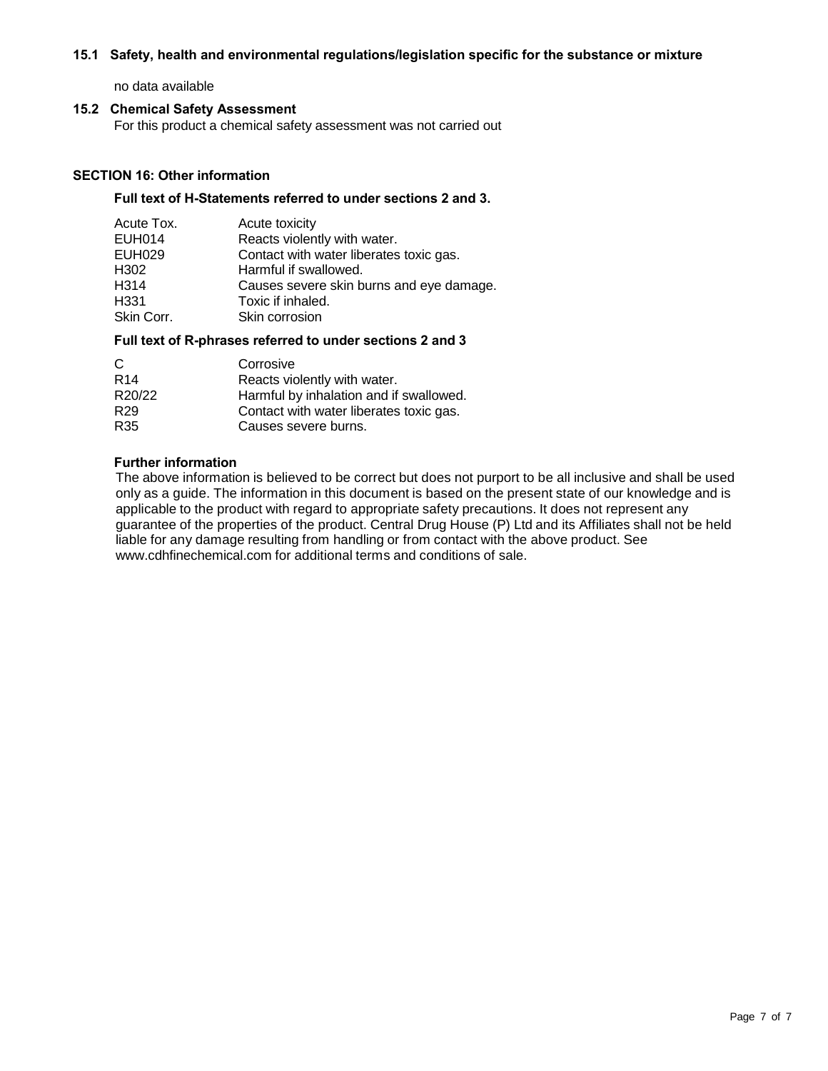### 15.1 Safety, health and environmental regulations/legislation specific for the substance or mixture

no data available

### 15.2 Chemical Safety Assessment

For this product a chemical safety assessment was not carried out

## SECTION 16: Other information

**Full text of H-Statements referred to under sections 2 and 3.**

| | |
|---|---|
| Acute Tox. | Acute toxicity |
| EUH014 | Reacts violently with water. |
| EUH029 | Contact with water liberates toxic gas. |
| H302 | Harmful if swallowed. |
| H314 | Causes severe skin burns and eye damage. |
| H331 | Toxic if inhaled. |
| Skin Corr. | Skin corrosion |

**Full text of R-phrases referred to under sections 2 and 3**

| | |
|---|---|
| C | Corrosive |
| R14 | Reacts violently with water. |
| R20/22 | Harmful by inhalation and if swallowed. |
| R29 | Contact with water liberates toxic gas. |
| R35 | Causes severe burns. |

**Further information**

The above information is believed to be correct but does not purport to be all inclusive and shall be used only as a guide. The information in this document is based on the present state of our knowledge and is applicable to the product with regard to appropriate safety precautions. It does not represent any guarantee of the properties of the product. Central Drug House (P) Ltd and its Affiliates shall not be held liable for any damage resulting from handling or from contact with the above product. See www.cdhfinechemical.com for additional terms and conditions of sale.